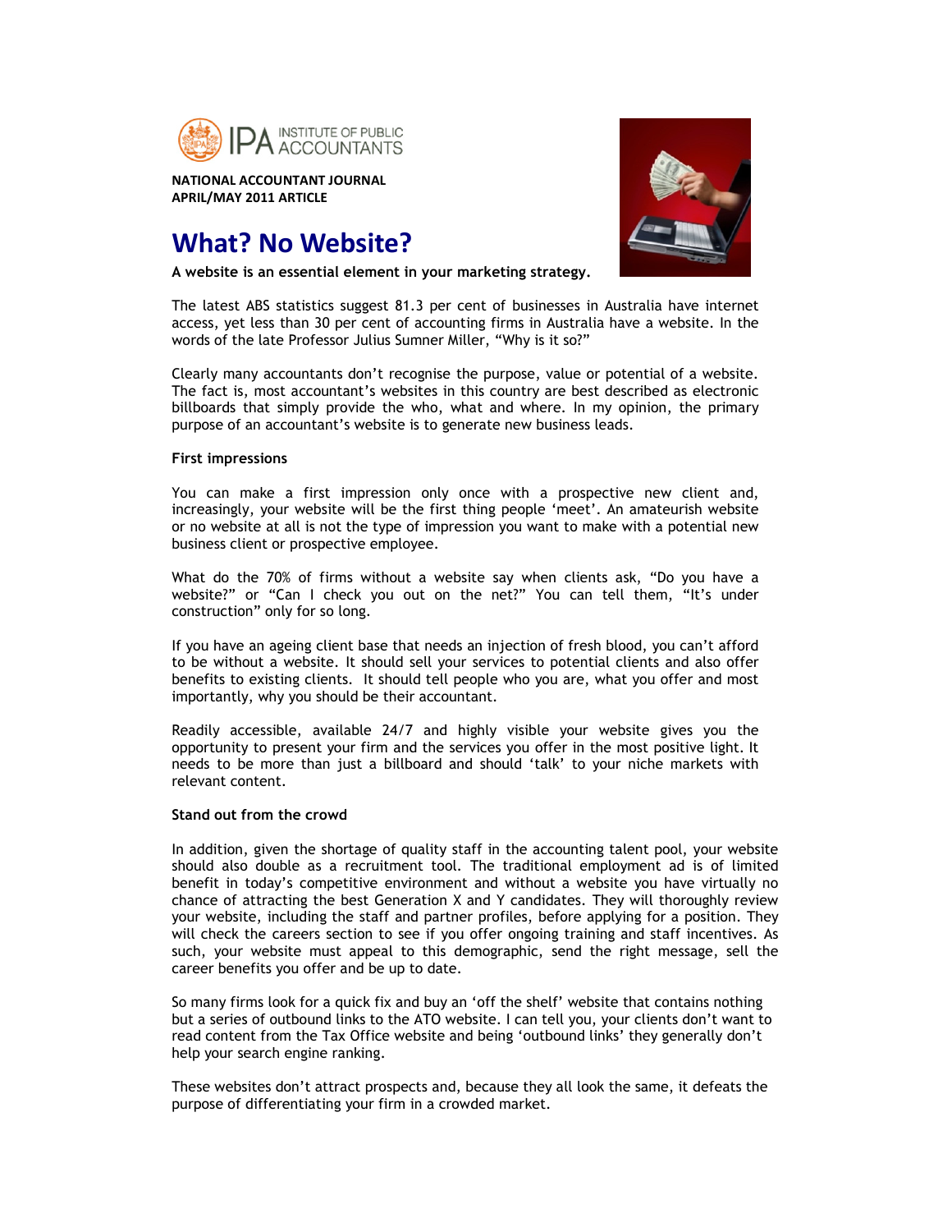IPA INSTITUTE OF PUBLIC ACCOUNTANTS

**NATIONAL ACCOUNTANT JOURNAL**
**APRIL/MAY 2011 ARTICLE**

# What? No Website?

**A website is an essential element in your marketing strategy.**

The latest ABS statistics suggest 81.3 per cent of businesses in Australia have internet access, yet less than 30 per cent of accounting firms in Australia have a website. In the words of the late Professor Julius Sumner Miller, "Why is it so?"

Clearly many accountants don't recognise the purpose, value or potential of a website. The fact is, most accountant's websites in this country are best described as electronic billboards that simply provide the who, what and where. In my opinion, the primary purpose of an accountant's website is to generate new business leads.

**First impressions**

You can make a first impression only once with a prospective new client and, increasingly, your website will be the first thing people 'meet'. An amateurish website or no website at all is not the type of impression you want to make with a potential new business client or prospective employee.

What do the 70% of firms without a website say when clients ask, "Do you have a website?" or "Can I check you out on the net?" You can tell them, "It's under construction" only for so long.

If you have an ageing client base that needs an injection of fresh blood, you can't afford to be without a website. It should sell your services to potential clients and also offer benefits to existing clients. It should tell people who you are, what you offer and most importantly, why you should be their accountant.

Readily accessible, available 24/7 and highly visible your website gives you the opportunity to present your firm and the services you offer in the most positive light. It needs to be more than just a billboard and should 'talk' to your niche markets with relevant content.

**Stand out from the crowd**

In addition, given the shortage of quality staff in the accounting talent pool, your website should also double as a recruitment tool. The traditional employment ad is of limited benefit in today's competitive environment and without a website you have virtually no chance of attracting the best Generation X and Y candidates. They will thoroughly review your website, including the staff and partner profiles, before applying for a position. They will check the careers section to see if you offer ongoing training and staff incentives. As such, your website must appeal to this demographic, send the right message, sell the career benefits you offer and be up to date.

So many firms look for a quick fix and buy an 'off the shelf' website that contains nothing but a series of outbound links to the ATO website. I can tell you, your clients don't want to read content from the Tax Office website and being 'outbound links' they generally don't help your search engine ranking.

These websites don't attract prospects and, because they all look the same, it defeats the purpose of differentiating your firm in a crowded market.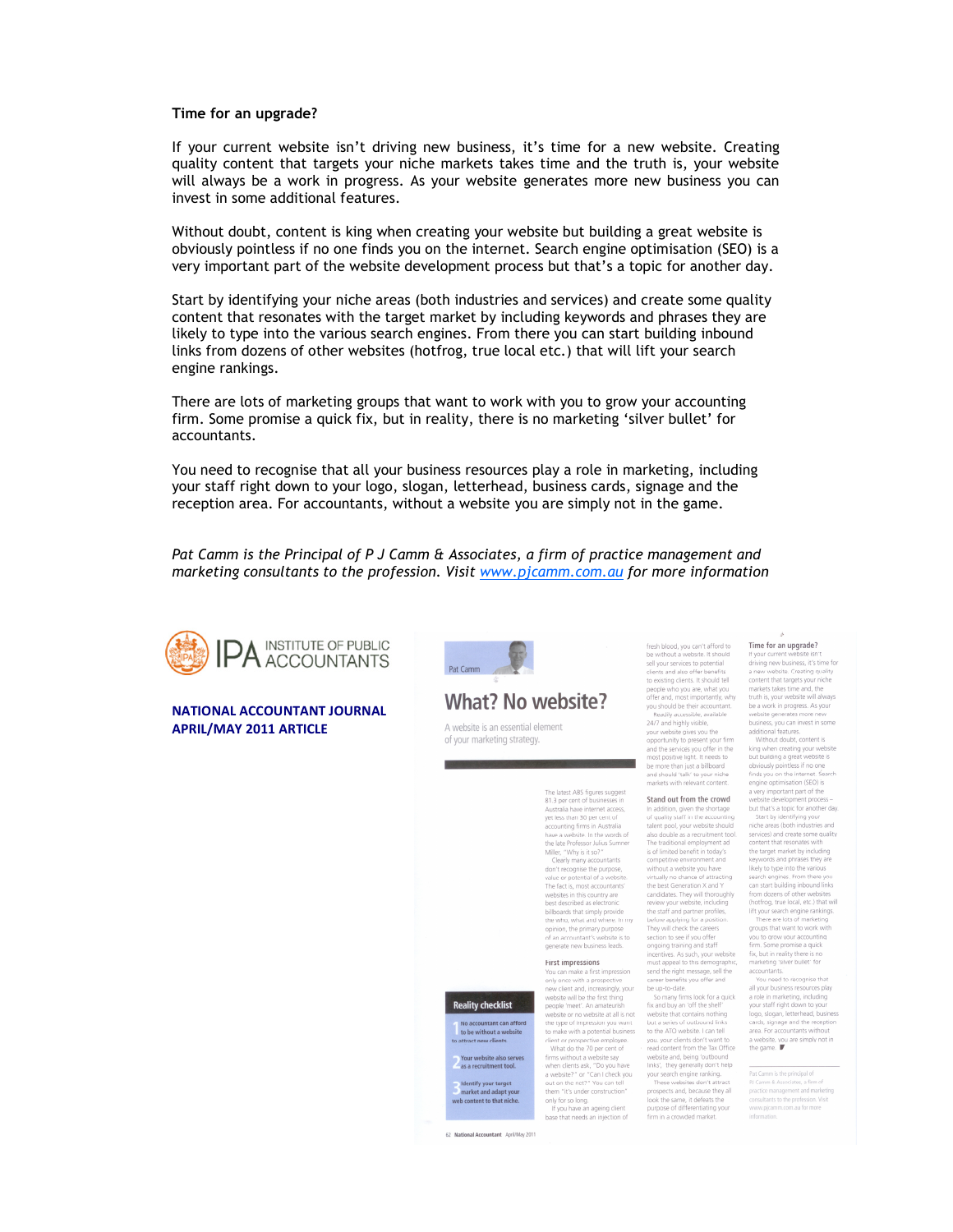**Time for an upgrade?**

If your current website isn't driving new business, it's time for a new website. Creating quality content that targets your niche markets takes time and the truth is, your website will always be a work in progress. As your website generates more new business you can invest in some additional features.

Without doubt, content is king when creating your website but building a great website is obviously pointless if no one finds you on the internet. Search engine optimisation (SEO) is a very important part of the website development process but that's a topic for another day.

Start by identifying your niche areas (both industries and services) and create some quality content that resonates with the target market by including keywords and phrases they are likely to type into the various search engines. From there you can start building inbound links from dozens of other websites (hotfrog, true local etc.) that will lift your search engine rankings.

There are lots of marketing groups that want to work with you to grow your accounting firm. Some promise a quick fix, but in reality, there is no marketing 'silver bullet' for accountants.

You need to recognise that all your business resources play a role in marketing, including your staff right down to your logo, slogan, letterhead, business cards, signage and the reception area. For accountants, without a website you are simply not in the game.

*Pat Camm is the Principal of P J Camm & Associates, a firm of practice management and marketing consultants to the profession. Visit [www.pjcamm.com.au](http://www.pjcamm.com.au) for more information*

IPA INSTITUTE OF PUBLIC ACCOUNTANTS

**NATIONAL ACCOUNTANT JOURNAL APRIL/MAY 2011 ARTICLE**